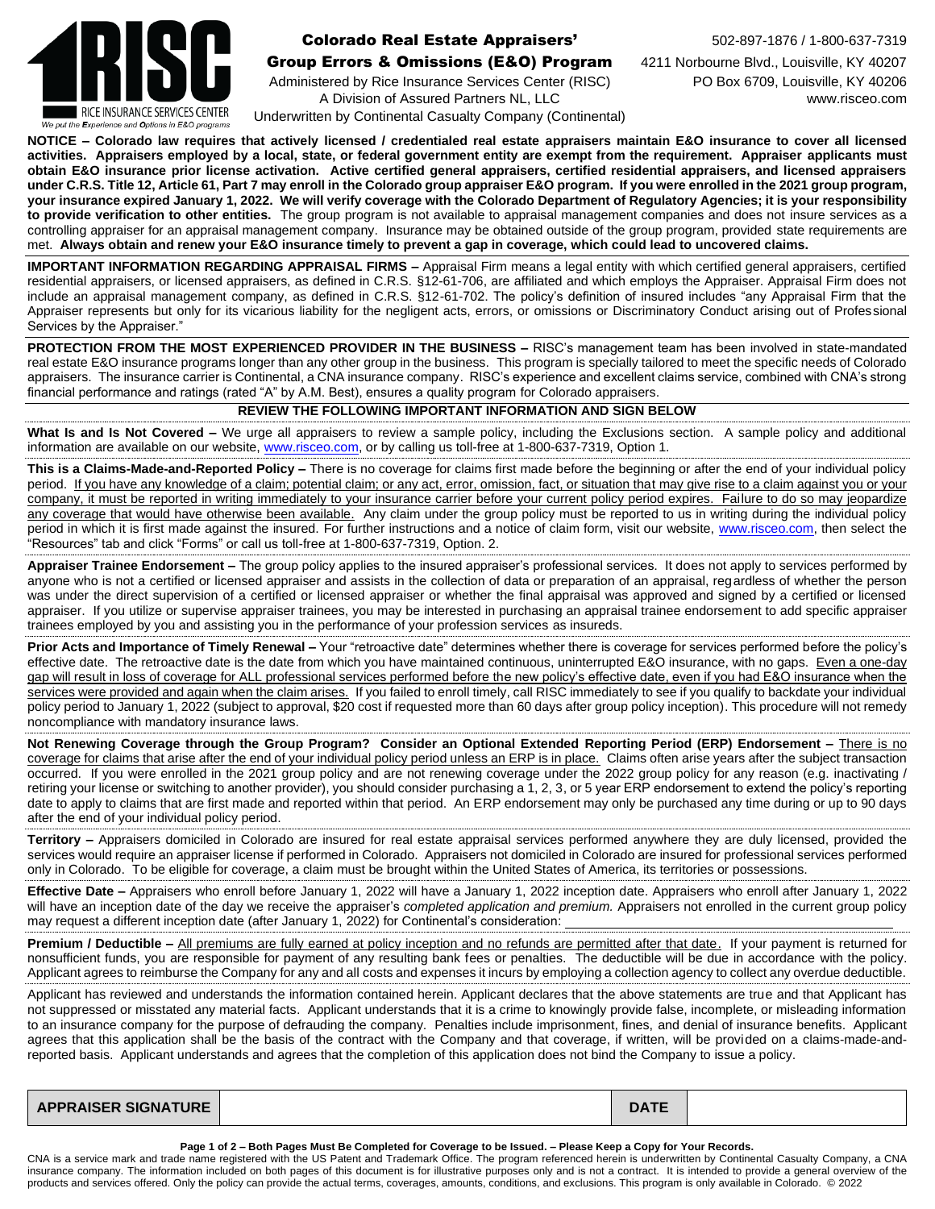RISC

RICE INSURANCE SERVICES CENTER

*We put the Experience and Options in E&O programs*

# Colorado Real Estate Appraisers' Group Errors & Omissions (E&O) Program

Administered by Rice Insurance Services Center (RISC)
A Division of Assured Partners NL, LLC
Underwritten by Continental Casualty Company (Continental)

502-897-1876 / 1-800-637-7319
4211 Norbourne Blvd., Louisville, KY 40207
PO Box 6709, Louisville, KY 40206
www.risceo.com

**NOTICE – Colorado law requires that actively licensed / credentialed real estate appraisers maintain E&O insurance to cover all licensed activities. Appraisers employed by a local, state, or federal government entity are exempt from the requirement. Appraiser applicants must obtain E&O insurance prior license activation. Active certified general appraisers, certified residential appraisers, and licensed appraisers under C.R.S. Title 12, Article 61, Part 7 may enroll in the Colorado group appraiser E&O program. If you were enrolled in the 2021 group program, your insurance expired January 1, 2022. We will verify coverage with the Colorado Department of Regulatory Agencies; it is your responsibility to provide verification to other entities.** The group program is not available to appraisal management companies and does not insure services as a controlling appraiser for an appraisal management company. Insurance may be obtained outside of the group program, provided state requirements are met. **Always obtain and renew your E&O insurance timely to prevent a gap in coverage, which could lead to uncovered claims.**

**IMPORTANT INFORMATION REGARDING APPRAISAL FIRMS –** Appraisal Firm means a legal entity with which certified general appraisers, certified residential appraisers, or licensed appraisers, as defined in C.R.S. §12-61-706, are affiliated and which employs the Appraiser. Appraisal Firm does not include an appraisal management company, as defined in C.R.S. §12-61-702. The policy's definition of insured includes "any Appraisal Firm that the Appraiser represents but only for its vicarious liability for the negligent acts, errors, or omissions or Discriminatory Conduct arising out of Professional Services by the Appraiser."

**PROTECTION FROM THE MOST EXPERIENCED PROVIDER IN THE BUSINESS –** RISC's management team has been involved in state-mandated real estate E&O insurance programs longer than any other group in the business. This program is specially tailored to meet the specific needs of Colorado appraisers. The insurance carrier is Continental, a CNA insurance company. RISC's experience and excellent claims service, combined with CNA's strong financial performance and ratings (rated "A" by A.M. Best), ensures a quality program for Colorado appraisers.

## REVIEW THE FOLLOWING IMPORTANT INFORMATION AND SIGN BELOW

**What Is and Is Not Covered –** We urge all appraisers to review a sample policy, including the Exclusions section. A sample policy and additional information are available on our website, www.risceo.com, or by calling us toll-free at 1-800-637-7319, Option 1.

**This is a Claims-Made-and-Reported Policy –** There is no coverage for claims first made before the beginning or after the end of your individual policy period. If you have any knowledge of a claim; potential claim; or any act, error, omission, fact, or situation that may give rise to a claim against you or your company, it must be reported in writing immediately to your insurance carrier before your current policy period expires. Failure to do so may jeopardize any coverage that would have otherwise been available. Any claim under the group policy must be reported to us in writing during the individual policy period in which it is first made against the insured. For further instructions and a notice of claim form, visit our website, www.risceo.com, then select the "Resources" tab and click "Forms" or call us toll-free at 1-800-637-7319, Option. 2.

**Appraiser Trainee Endorsement –** The group policy applies to the insured appraiser's professional services. It does not apply to services performed by anyone who is not a certified or licensed appraiser and assists in the collection of data or preparation of an appraisal, regardless of whether the person was under the direct supervision of a certified or licensed appraiser or whether the final appraisal was approved and signed by a certified or licensed appraiser. If you utilize or supervise appraiser trainees, you may be interested in purchasing an appraisal trainee endorsement to add specific appraiser trainees employed by you and assisting you in the performance of your profession services as insureds.

**Prior Acts and Importance of Timely Renewal –** Your "retroactive date" determines whether there is coverage for services performed before the policy's effective date. The retroactive date is the date from which you have maintained continuous, uninterrupted E&O insurance, with no gaps. Even a one-day gap will result in loss of coverage for ALL professional services performed before the new policy's effective date, even if you had E&O insurance when the services were provided and again when the claim arises. If you failed to enroll timely, call RISC immediately to see if you qualify to backdate your individual policy period to January 1, 2022 (subject to approval, $20 cost if requested more than 60 days after group policy inception). This procedure will not remedy noncompliance with mandatory insurance laws.

**Not Renewing Coverage through the Group Program? Consider an Optional Extended Reporting Period (ERP) Endorsement –** There is no coverage for claims that arise after the end of your individual policy period unless an ERP is in place. Claims often arise years after the subject transaction occurred. If you were enrolled in the 2021 group policy and are not renewing coverage under the 2022 group policy for any reason (e.g. inactivating / retiring your license or switching to another provider), you should consider purchasing a 1, 2, 3, or 5 year ERP endorsement to extend the policy's reporting date to apply to claims that are first made and reported within that period. An ERP endorsement may only be purchased any time during or up to 90 days after the end of your individual policy period.

**Territory –** Appraisers domiciled in Colorado are insured for real estate appraisal services performed anywhere they are duly licensed, provided the services would require an appraiser license if performed in Colorado. Appraisers not domiciled in Colorado are insured for professional services performed only in Colorado. To be eligible for coverage, a claim must be brought within the United States of America, its territories or possessions.

**Effective Date –** Appraisers who enroll before January 1, 2022 will have a January 1, 2022 inception date. Appraisers who enroll after January 1, 2022 will have an inception date of the day we receive the appraiser's *completed application and premium.* Appraisers not enrolled in the current group policy may request a different inception date (after January 1, 2022) for Continental's consideration: ____________________

**Premium / Deductible –** All premiums are fully earned at policy inception and no refunds are permitted after that date. If your payment is returned for nonsufficient funds, you are responsible for payment of any resulting bank fees or penalties. The deductible will be due in accordance with the policy. Applicant agrees to reimburse the Company for any and all costs and expenses it incurs by employing a collection agency to collect any overdue deductible.

Applicant has reviewed and understands the information contained herein. Applicant declares that the above statements are true and that Applicant has not suppressed or misstated any material facts. Applicant understands that it is a crime to knowingly provide false, incomplete, or misleading information to an insurance company for the purpose of defrauding the company. Penalties include imprisonment, fines, and denial of insurance benefits. Applicant agrees that this application shall be the basis of the contract with the Company and that coverage, if written, will be provided on a claims-made-and-reported basis. Applicant understands and agrees that the completion of this application does not bind the Company to issue a policy.

| APPRAISER SIGNATURE | | DATE | |
|---|---|---|---|

**Page 1 of 2 – Both Pages Must Be Completed for Coverage to be Issued. – Please Keep a Copy for Your Records.**

CNA is a service mark and trade name registered with the US Patent and Trademark Office. The program referenced herein is underwritten by Continental Casualty Company, a CNA insurance company. The information included on both pages of this document is for illustrative purposes only and is not a contract. It is intended to provide a general overview of the products and services offered. Only the policy can provide the actual terms, coverages, amounts, conditions, and exclusions. This program is only available in Colorado. © 2022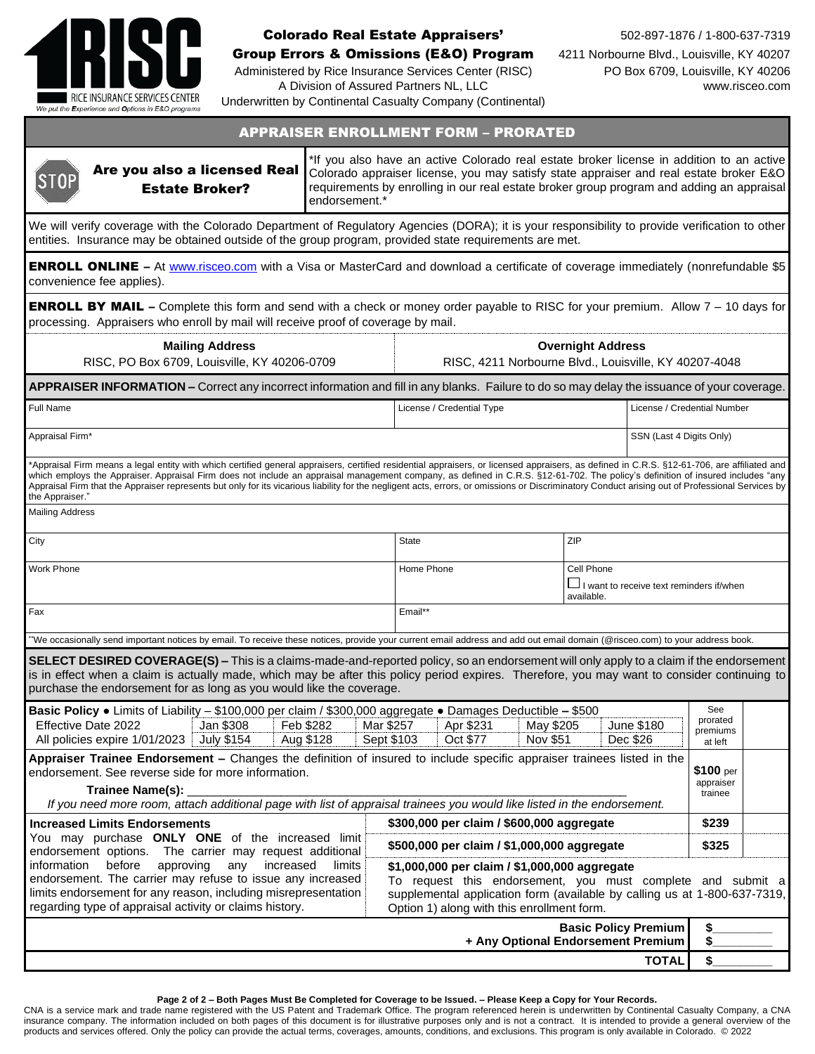**Colorado Real Estate Appraisers' Group Errors & Omissions (E&O) Program**
Administered by Rice Insurance Services Center (RISC)
A Division of Assured Partners NL, LLC
Underwritten by Continental Casualty Company (Continental)

502-897-1876 / 1-800-637-7319
4211 Norbourne Blvd., Louisville, KY 40207
PO Box 6709, Louisville, KY 40206
www.risceo.com

# APPRAISER ENROLLMENT FORM – PRORATED

**Are you also a licensed Real Estate Broker?**

*If you also have an active Colorado real estate broker license in addition to an active Colorado appraiser license, you may satisfy state appraiser and real estate broker E&O requirements by enrolling in our real estate broker group program and adding an appraisal endorsement.*

We will verify coverage with the Colorado Department of Regulatory Agencies (DORA); it is your responsibility to provide verification to other entities. Insurance may be obtained outside of the group program, provided state requirements are met.

**ENROLL ONLINE –** At www.risceo.com with a Visa or MasterCard and download a certificate of coverage immediately (nonrefundable $5 convenience fee applies).

**ENROLL BY MAIL –** Complete this form and send with a check or money order payable to RISC for your premium. Allow 7 – 10 days for processing. Appraisers who enroll by mail will receive proof of coverage by mail.

| Mailing Address | Overnight Address |
|---|---|
| RISC, PO Box 6709, Louisville, KY 40206-0709 | RISC, 4211 Norbourne Blvd., Louisville, KY 40207-4048 |

**APPRAISER INFORMATION –** Correct any incorrect information and fill in any blanks. Failure to do so may delay the issuance of your coverage.

| | | |
|---|---|---|
| Full Name | License / Credential Type | License / Credential Number |
| Appraisal Firm* | | SSN (Last 4 Digits Only) |

*Appraisal Firm means a legal entity with which certified general appraisers, certified residential appraisers, or licensed appraisers, as defined in C.R.S. §12-61-706, are affiliated and which employs the Appraiser. Appraisal Firm does not include an appraisal management company, as defined in C.R.S. §12-61-702. The policy's definition of insured includes "any Appraisal Firm that the Appraiser represents but only for its vicarious liability for the negligent acts, errors, or omissions or Discriminatory Conduct arising out of Professional Services by the Appraiser."

| | | |
|---|---|---|
| Mailing Address | | |
| City | State | ZIP |
| Work Phone | Home Phone | Cell Phone<br>☐ I want to receive text reminders if/when available. |
| Fax | Email** | |

**We occasionally send important notices by email. To receive these notices, provide your current email address and add out email domain (@risceo.com) to your address book.

**SELECT DESIRED COVERAGE(S) –** This is a claims-made-and-reported policy, so an endorsement will only apply to a claim if the endorsement is in effect when a claim is actually made, which may be after this policy period expires. Therefore, you may want to consider continuing to purchase the endorsement for as long as you would like the coverage.

**Basic Policy** ● Limits of Liability – $100,000 per claim / $300,000 aggregate ● Damages Deductible – $500 — See prorated premiums at left

| Effective Date 2022 | Jan $308 | Feb $282 | Mar $257 | Apr $231 | May $205 | June $180 |
|---|---|---|---|---|---|---|
| All policies expire 1/01/2023 | July $154 | Aug $128 | Sept $103 | Oct $77 | Nov $51 | Dec $26 |

**Appraiser Trainee Endorsement –** Changes the definition of insured to include specific appraiser trainees listed in the endorsement. See reverse side for more information. — **$100** per appraiser trainee

**Trainee Name(s):** ______________________________

*If you need more room, attach additional page with list of appraisal trainees you would like listed in the endorsement.*

**Increased Limits Endorsements**

You may purchase **ONLY ONE** of the increased limit endorsement options. The carrier may request additional information before approving any increased limits endorsement. The carrier may refuse to issue any increased limits endorsement for any reason, including misrepresentation regarding type of appraisal activity or claims history.

| Option | Premium |
|---|---|
| **$300,000 per claim / $600,000 aggregate** | **$239** |
| **$500,000 per claim / $1,000,000 aggregate** | **$325** |
| **$1,000,000 per claim / $1,000,000 aggregate** — To request this endorsement, you must complete and submit a supplemental application form (available by calling us at 1-800-637-7319, Option 1) along with this enrollment form. | |

| | |
|---|---|
| **Basic Policy Premium** | $_________ |
| **+ Any Optional Endorsement Premium** | $_________ |
| **TOTAL** | $_________ |

**Page 2 of 2 – Both Pages Must Be Completed for Coverage to be Issued. – Please Keep a Copy for Your Records.**

CNA is a service mark and trade name registered with the US Patent and Trademark Office. The program referenced herein is underwritten by Continental Casualty Company, a CNA insurance company. The information included on both pages of this document is for illustrative purposes only and is not a contract. It is intended to provide a general overview of the products and services offered. Only the policy can provide the actual terms, coverages, amounts, conditions, and exclusions. This program is only available in Colorado. © 2022